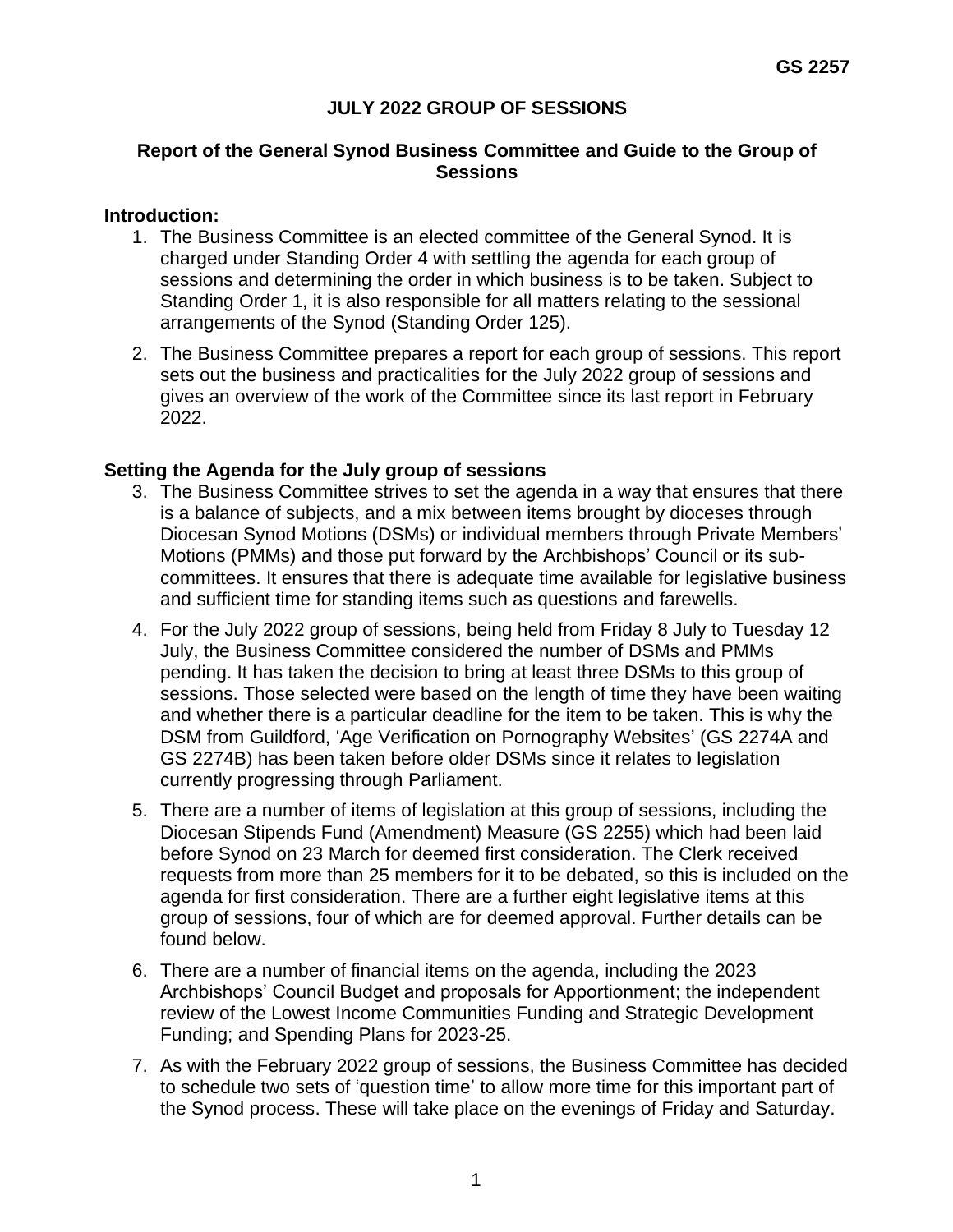**GS 2257**

# JULY 2022 GROUP OF SESSIONS

## Report of the General Synod Business Committee and Guide to the Group of Sessions

### Introduction:

1. The Business Committee is an elected committee of the General Synod. It is charged under Standing Order 4 with settling the agenda for each group of sessions and determining the order in which business is to be taken. Subject to Standing Order 1, it is also responsible for all matters relating to the sessional arrangements of the Synod (Standing Order 125).
2. The Business Committee prepares a report for each group of sessions. This report sets out the business and practicalities for the July 2022 group of sessions and gives an overview of the work of the Committee since its last report in February 2022.

### Setting the Agenda for the July group of sessions

3. The Business Committee strives to set the agenda in a way that ensures that there is a balance of subjects, and a mix between items brought by dioceses through Diocesan Synod Motions (DSMs) or individual members through Private Members' Motions (PMMs) and those put forward by the Archbishops' Council or its sub-committees. It ensures that there is adequate time available for legislative business and sufficient time for standing items such as questions and farewells.
4. For the July 2022 group of sessions, being held from Friday 8 July to Tuesday 12 July, the Business Committee considered the number of DSMs and PMMs pending. It has taken the decision to bring at least three DSMs to this group of sessions. Those selected were based on the length of time they have been waiting and whether there is a particular deadline for the item to be taken. This is why the DSM from Guildford, 'Age Verification on Pornography Websites' (GS 2274A and GS 2274B) has been taken before older DSMs since it relates to legislation currently progressing through Parliament.
5. There are a number of items of legislation at this group of sessions, including the Diocesan Stipends Fund (Amendment) Measure (GS 2255) which had been laid before Synod on 23 March for deemed first consideration. The Clerk received requests from more than 25 members for it to be debated, so this is included on the agenda for first consideration. There are a further eight legislative items at this group of sessions, four of which are for deemed approval. Further details can be found below.
6. There are a number of financial items on the agenda, including the 2023 Archbishops' Council Budget and proposals for Apportionment; the independent review of the Lowest Income Communities Funding and Strategic Development Funding; and Spending Plans for 2023-25.
7. As with the February 2022 group of sessions, the Business Committee has decided to schedule two sets of 'question time' to allow more time for this important part of the Synod process. These will take place on the evenings of Friday and Saturday.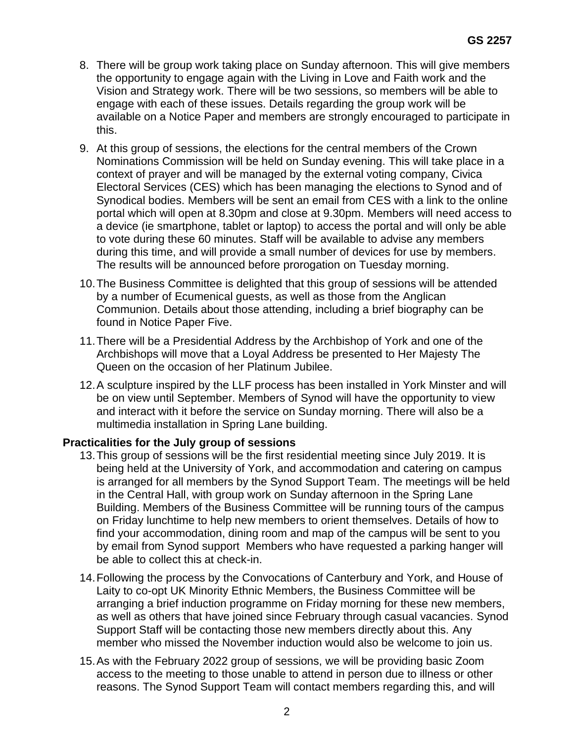8. There will be group work taking place on Sunday afternoon. This will give members the opportunity to engage again with the Living in Love and Faith work and the Vision and Strategy work. There will be two sessions, so members will be able to engage with each of these issues. Details regarding the group work will be available on a Notice Paper and members are strongly encouraged to participate in this.

9. At this group of sessions, the elections for the central members of the Crown Nominations Commission will be held on Sunday evening. This will take place in a context of prayer and will be managed by the external voting company, Civica Electoral Services (CES) which has been managing the elections to Synod and of Synodical bodies. Members will be sent an email from CES with a link to the online portal which will open at 8.30pm and close at 9.30pm. Members will need access to a device (ie smartphone, tablet or laptop) to access the portal and will only be able to vote during these 60 minutes. Staff will be available to advise any members during this time, and will provide a small number of devices for use by members. The results will be announced before prorogation on Tuesday morning.

10. The Business Committee is delighted that this group of sessions will be attended by a number of Ecumenical guests, as well as those from the Anglican Communion. Details about those attending, including a brief biography can be found in Notice Paper Five.

11. There will be a Presidential Address by the Archbishop of York and one of the Archbishops will move that a Loyal Address be presented to Her Majesty The Queen on the occasion of her Platinum Jubilee.

12. A sculpture inspired by the LLF process has been installed in York Minster and will be on view until September. Members of Synod will have the opportunity to view and interact with it before the service on Sunday morning. There will also be a multimedia installation in Spring Lane building.

**Practicalities for the July group of sessions**

13. This group of sessions will be the first residential meeting since July 2019. It is being held at the University of York, and accommodation and catering on campus is arranged for all members by the Synod Support Team. The meetings will be held in the Central Hall, with group work on Sunday afternoon in the Spring Lane Building. Members of the Business Committee will be running tours of the campus on Friday lunchtime to help new members to orient themselves. Details of how to find your accommodation, dining room and map of the campus will be sent to you by email from Synod support Members who have requested a parking hanger will be able to collect this at check-in.

14. Following the process by the Convocations of Canterbury and York, and House of Laity to co-opt UK Minority Ethnic Members, the Business Committee will be arranging a brief induction programme on Friday morning for these new members, as well as others that have joined since February through casual vacancies. Synod Support Staff will be contacting those new members directly about this. Any member who missed the November induction would also be welcome to join us.

15. As with the February 2022 group of sessions, we will be providing basic Zoom access to the meeting to those unable to attend in person due to illness or other reasons. The Synod Support Team will contact members regarding this, and will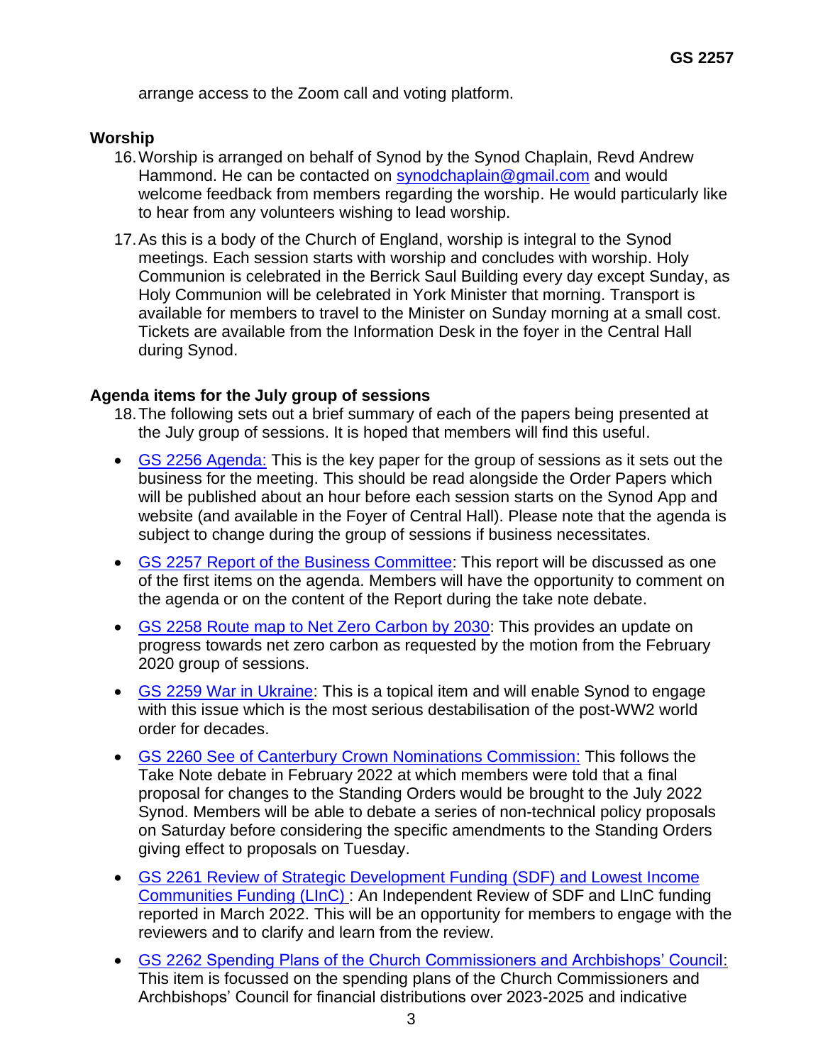arrange access to the Zoom call and voting platform.

**Worship**

16. Worship is arranged on behalf of Synod by the Synod Chaplain, Revd Andrew Hammond. He can be contacted on synodchaplain@gmail.com and would welcome feedback from members regarding the worship. He would particularly like to hear from any volunteers wishing to lead worship.

17. As this is a body of the Church of England, worship is integral to the Synod meetings. Each session starts with worship and concludes with worship. Holy Communion is celebrated in the Berrick Saul Building every day except Sunday, as Holy Communion will be celebrated in York Minister that morning. Transport is available for members to travel to the Minister on Sunday morning at a small cost. Tickets are available from the Information Desk in the foyer in the Central Hall during Synod.

**Agenda items for the July group of sessions**

18. The following sets out a brief summary of each of the papers being presented at the July group of sessions. It is hoped that members will find this useful.

- GS 2256 Agenda: This is the key paper for the group of sessions as it sets out the business for the meeting. This should be read alongside the Order Papers which will be published about an hour before each session starts on the Synod App and website (and available in the Foyer of Central Hall). Please note that the agenda is subject to change during the group of sessions if business necessitates.
- GS 2257 Report of the Business Committee: This report will be discussed as one of the first items on the agenda. Members will have the opportunity to comment on the agenda or on the content of the Report during the take note debate.
- GS 2258 Route map to Net Zero Carbon by 2030: This provides an update on progress towards net zero carbon as requested by the motion from the February 2020 group of sessions.
- GS 2259 War in Ukraine: This is a topical item and will enable Synod to engage with this issue which is the most serious destabilisation of the post-WW2 world order for decades.
- GS 2260 See of Canterbury Crown Nominations Commission: This follows the Take Note debate in February 2022 at which members were told that a final proposal for changes to the Standing Orders would be brought to the July 2022 Synod. Members will be able to debate a series of non-technical policy proposals on Saturday before considering the specific amendments to the Standing Orders giving effect to proposals on Tuesday.
- GS 2261 Review of Strategic Development Funding (SDF) and Lowest Income Communities Funding (LInC) : An Independent Review of SDF and LInC funding reported in March 2022. This will be an opportunity for members to engage with the reviewers and to clarify and learn from the review.
- GS 2262 Spending Plans of the Church Commissioners and Archbishops' Council: This item is focussed on the spending plans of the Church Commissioners and Archbishops' Council for financial distributions over 2023-2025 and indicative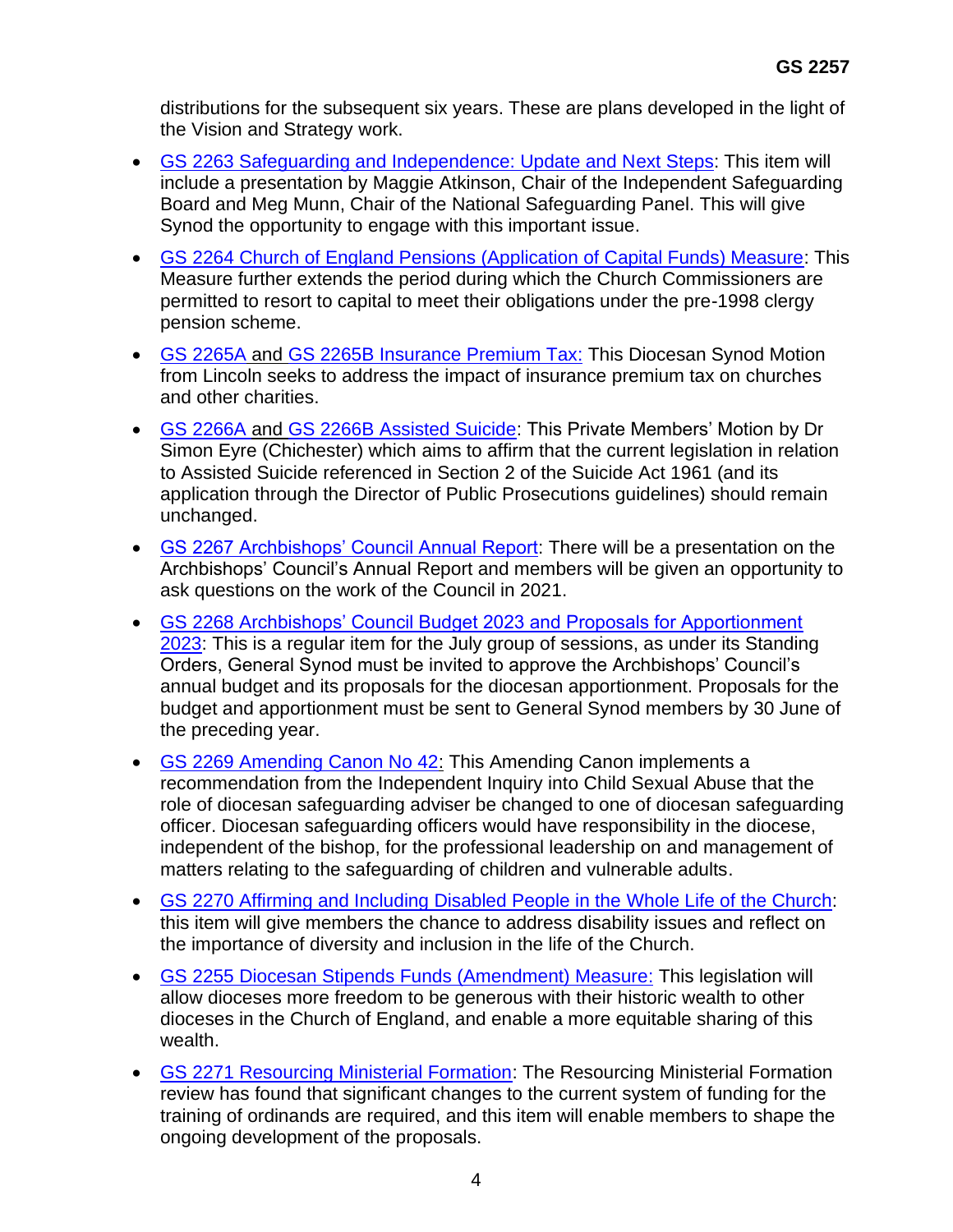distributions for the subsequent six years. These are plans developed in the light of the Vision and Strategy work.

- GS 2263 Safeguarding and Independence: Update and Next Steps: This item will include a presentation by Maggie Atkinson, Chair of the Independent Safeguarding Board and Meg Munn, Chair of the National Safeguarding Panel. This will give Synod the opportunity to engage with this important issue.
- GS 2264 Church of England Pensions (Application of Capital Funds) Measure: This Measure further extends the period during which the Church Commissioners are permitted to resort to capital to meet their obligations under the pre-1998 clergy pension scheme.
- GS 2265A and GS 2265B Insurance Premium Tax: This Diocesan Synod Motion from Lincoln seeks to address the impact of insurance premium tax on churches and other charities.
- GS 2266A and GS 2266B Assisted Suicide: This Private Members' Motion by Dr Simon Eyre (Chichester) which aims to affirm that the current legislation in relation to Assisted Suicide referenced in Section 2 of the Suicide Act 1961 (and its application through the Director of Public Prosecutions guidelines) should remain unchanged.
- GS 2267 Archbishops' Council Annual Report: There will be a presentation on the Archbishops' Council's Annual Report and members will be given an opportunity to ask questions on the work of the Council in 2021.
- GS 2268 Archbishops' Council Budget 2023 and Proposals for Apportionment 2023: This is a regular item for the July group of sessions, as under its Standing Orders, General Synod must be invited to approve the Archbishops' Council's annual budget and its proposals for the diocesan apportionment. Proposals for the budget and apportionment must be sent to General Synod members by 30 June of the preceding year.
- GS 2269 Amending Canon No 42: This Amending Canon implements a recommendation from the Independent Inquiry into Child Sexual Abuse that the role of diocesan safeguarding adviser be changed to one of diocesan safeguarding officer. Diocesan safeguarding officers would have responsibility in the diocese, independent of the bishop, for the professional leadership on and management of matters relating to the safeguarding of children and vulnerable adults.
- GS 2270 Affirming and Including Disabled People in the Whole Life of the Church: this item will give members the chance to address disability issues and reflect on the importance of diversity and inclusion in the life of the Church.
- GS 2255 Diocesan Stipends Funds (Amendment) Measure: This legislation will allow dioceses more freedom to be generous with their historic wealth to other dioceses in the Church of England, and enable a more equitable sharing of this wealth.
- GS 2271 Resourcing Ministerial Formation: The Resourcing Ministerial Formation review has found that significant changes to the current system of funding for the training of ordinands are required, and this item will enable members to shape the ongoing development of the proposals.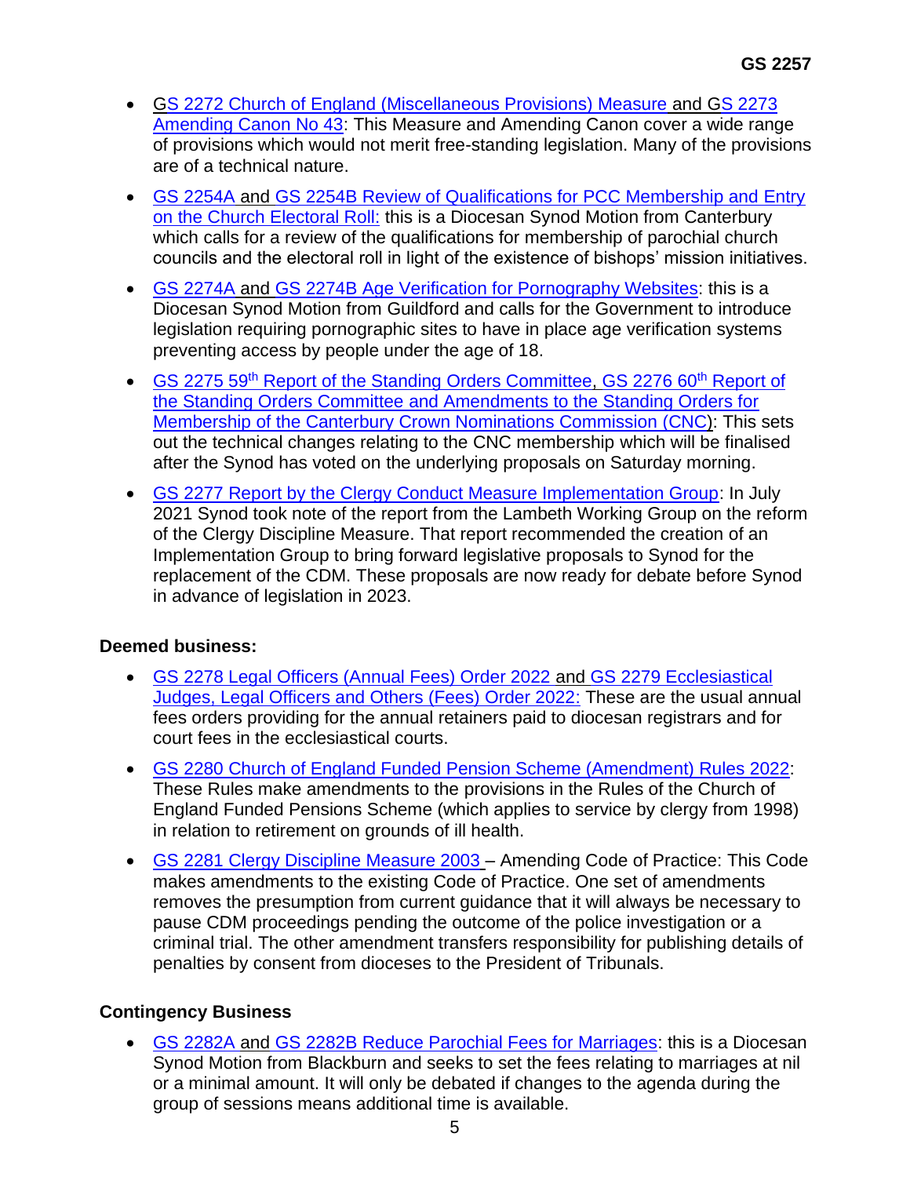- GS 2272 Church of England (Miscellaneous Provisions) Measure and GS 2273 Amending Canon No 43: This Measure and Amending Canon cover a wide range of provisions which would not merit free-standing legislation. Many of the provisions are of a technical nature.
- GS 2254A and GS 2254B Review of Qualifications for PCC Membership and Entry on the Church Electoral Roll: this is a Diocesan Synod Motion from Canterbury which calls for a review of the qualifications for membership of parochial church councils and the electoral roll in light of the existence of bishops' mission initiatives.
- GS 2274A and GS 2274B Age Verification for Pornography Websites: this is a Diocesan Synod Motion from Guildford and calls for the Government to introduce legislation requiring pornographic sites to have in place age verification systems preventing access by people under the age of 18.
- GS 2275 59th Report of the Standing Orders Committee, GS 2276 60th Report of the Standing Orders Committee and Amendments to the Standing Orders for Membership of the Canterbury Crown Nominations Commission (CNC): This sets out the technical changes relating to the CNC membership which will be finalised after the Synod has voted on the underlying proposals on Saturday morning.
- GS 2277 Report by the Clergy Conduct Measure Implementation Group: In July 2021 Synod took note of the report from the Lambeth Working Group on the reform of the Clergy Discipline Measure. That report recommended the creation of an Implementation Group to bring forward legislative proposals to Synod for the replacement of the CDM. These proposals are now ready for debate before Synod in advance of legislation in 2023.

**Deemed business:**

- GS 2278 Legal Officers (Annual Fees) Order 2022 and GS 2279 Ecclesiastical Judges, Legal Officers and Others (Fees) Order 2022: These are the usual annual fees orders providing for the annual retainers paid to diocesan registrars and for court fees in the ecclesiastical courts.
- GS 2280 Church of England Funded Pension Scheme (Amendment) Rules 2022: These Rules make amendments to the provisions in the Rules of the Church of England Funded Pensions Scheme (which applies to service by clergy from 1998) in relation to retirement on grounds of ill health.
- GS 2281 Clergy Discipline Measure 2003 – Amending Code of Practice: This Code makes amendments to the existing Code of Practice. One set of amendments removes the presumption from current guidance that it will always be necessary to pause CDM proceedings pending the outcome of the police investigation or a criminal trial. The other amendment transfers responsibility for publishing details of penalties by consent from dioceses to the President of Tribunals.

**Contingency Business**

- GS 2282A and GS 2282B Reduce Parochial Fees for Marriages: this is a Diocesan Synod Motion from Blackburn and seeks to set the fees relating to marriages at nil or a minimal amount. It will only be debated if changes to the agenda during the group of sessions means additional time is available.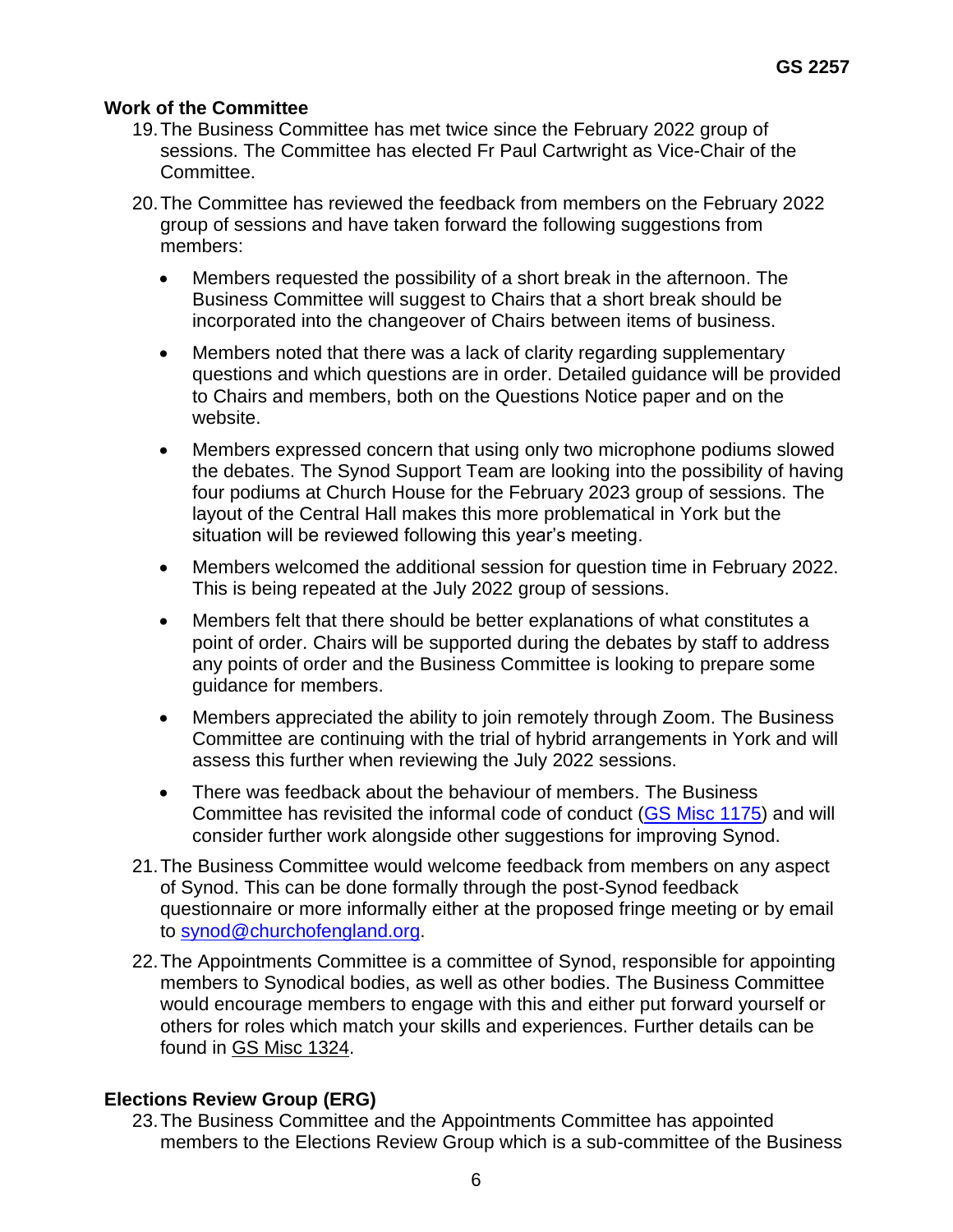## Work of the Committee

19. The Business Committee has met twice since the February 2022 group of sessions. The Committee has elected Fr Paul Cartwright as Vice-Chair of the Committee.

20. The Committee has reviewed the feedback from members on the February 2022 group of sessions and have taken forward the following suggestions from members:

    - Members requested the possibility of a short break in the afternoon. The Business Committee will suggest to Chairs that a short break should be incorporated into the changeover of Chairs between items of business.
    - Members noted that there was a lack of clarity regarding supplementary questions and which questions are in order. Detailed guidance will be provided to Chairs and members, both on the Questions Notice paper and on the website.
    - Members expressed concern that using only two microphone podiums slowed the debates. The Synod Support Team are looking into the possibility of having four podiums at Church House for the February 2023 group of sessions. The layout of the Central Hall makes this more problematical in York but the situation will be reviewed following this year's meeting.
    - Members welcomed the additional session for question time in February 2022. This is being repeated at the July 2022 group of sessions.
    - Members felt that there should be better explanations of what constitutes a point of order. Chairs will be supported during the debates by staff to address any points of order and the Business Committee is looking to prepare some guidance for members.
    - Members appreciated the ability to join remotely through Zoom. The Business Committee are continuing with the trial of hybrid arrangements in York and will assess this further when reviewing the July 2022 sessions.
    - There was feedback about the behaviour of members. The Business Committee has revisited the informal code of conduct (GS Misc 1175) and will consider further work alongside other suggestions for improving Synod.

21. The Business Committee would welcome feedback from members on any aspect of Synod. This can be done formally through the post-Synod feedback questionnaire or more informally either at the proposed fringe meeting or by email to synod@churchofengland.org.

22. The Appointments Committee is a committee of Synod, responsible for appointing members to Synodical bodies, as well as other bodies. The Business Committee would encourage members to engage with this and either put forward yourself or others for roles which match your skills and experiences. Further details can be found in GS Misc 1324.

## Elections Review Group (ERG)

23. The Business Committee and the Appointments Committee has appointed members to the Elections Review Group which is a sub-committee of the Business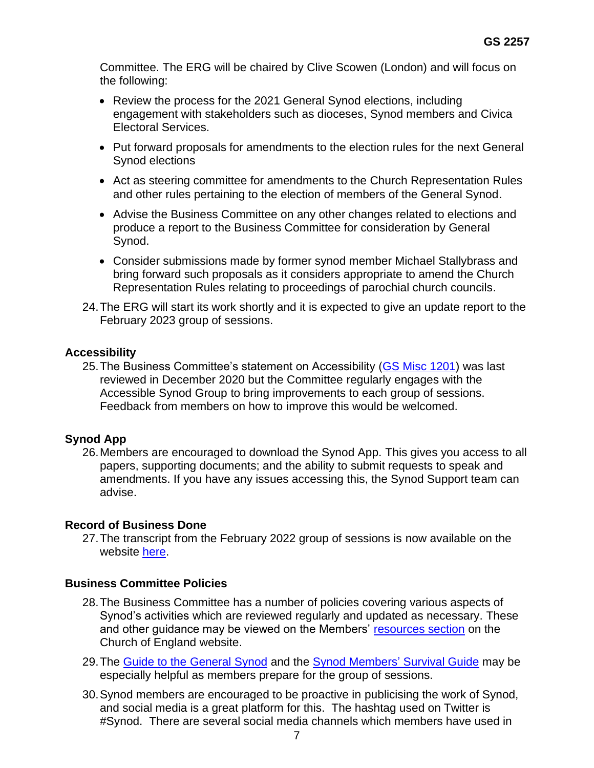Committee. The ERG will be chaired by Clive Scowen (London) and will focus on the following:

- Review the process for the 2021 General Synod elections, including engagement with stakeholders such as dioceses, Synod members and Civica Electoral Services.
- Put forward proposals for amendments to the election rules for the next General Synod elections
- Act as steering committee for amendments to the Church Representation Rules and other rules pertaining to the election of members of the General Synod.
- Advise the Business Committee on any other changes related to elections and produce a report to the Business Committee for consideration by General Synod.
- Consider submissions made by former synod member Michael Stallybrass and bring forward such proposals as it considers appropriate to amend the Church Representation Rules relating to proceedings of parochial church councils.

24. The ERG will start its work shortly and it is expected to give an update report to the February 2023 group of sessions.

**Accessibility**

25. The Business Committee's statement on Accessibility (GS Misc 1201) was last reviewed in December 2020 but the Committee regularly engages with the Accessible Synod Group to bring improvements to each group of sessions. Feedback from members on how to improve this would be welcomed.

**Synod App**

26. Members are encouraged to download the Synod App. This gives you access to all papers, supporting documents; and the ability to submit requests to speak and amendments. If you have any issues accessing this, the Synod Support team can advise.

**Record of Business Done**

27. The transcript from the February 2022 group of sessions is now available on the website here.

**Business Committee Policies**

28. The Business Committee has a number of policies covering various aspects of Synod's activities which are reviewed regularly and updated as necessary. These and other guidance may be viewed on the Members' resources section on the Church of England website.

29. The Guide to the General Synod and the Synod Members' Survival Guide may be especially helpful as members prepare for the group of sessions.

30. Synod members are encouraged to be proactive in publicising the work of Synod, and social media is a great platform for this. The hashtag used on Twitter is #Synod. There are several social media channels which members have used in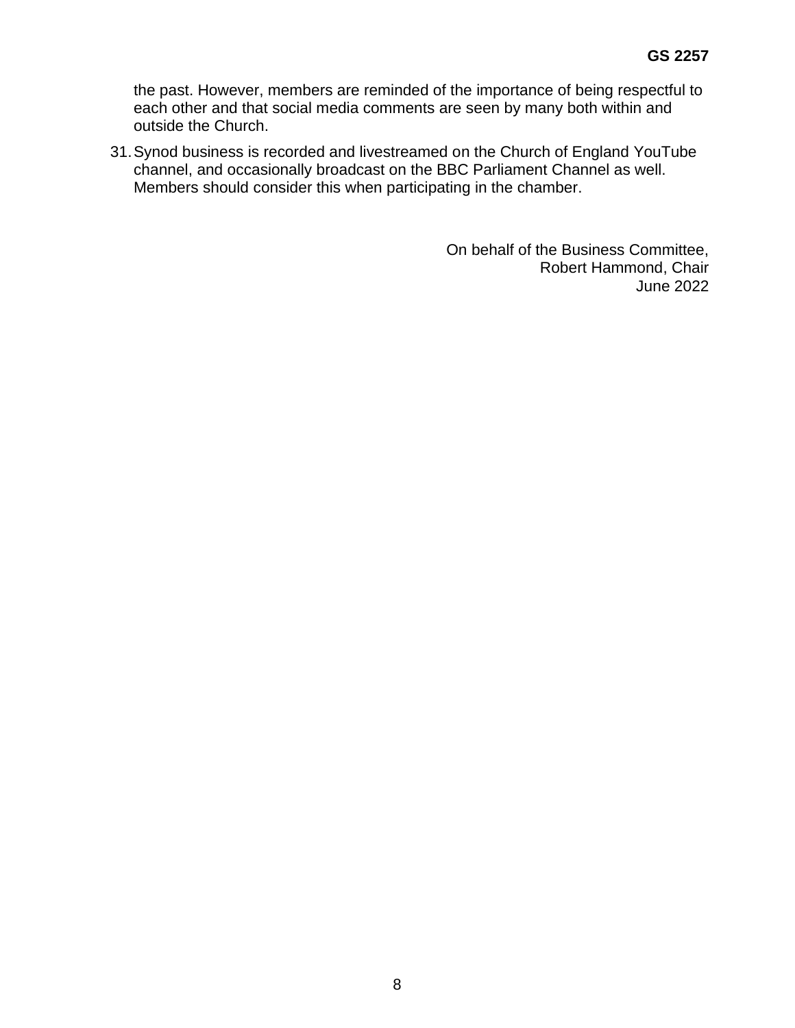the past. However, members are reminded of the importance of being respectful to each other and that social media comments are seen by many both within and outside the Church.

31. Synod business is recorded and livestreamed on the Church of England YouTube channel, and occasionally broadcast on the BBC Parliament Channel as well. Members should consider this when participating in the chamber.

On behalf of the Business Committee,
Robert Hammond, Chair
June 2022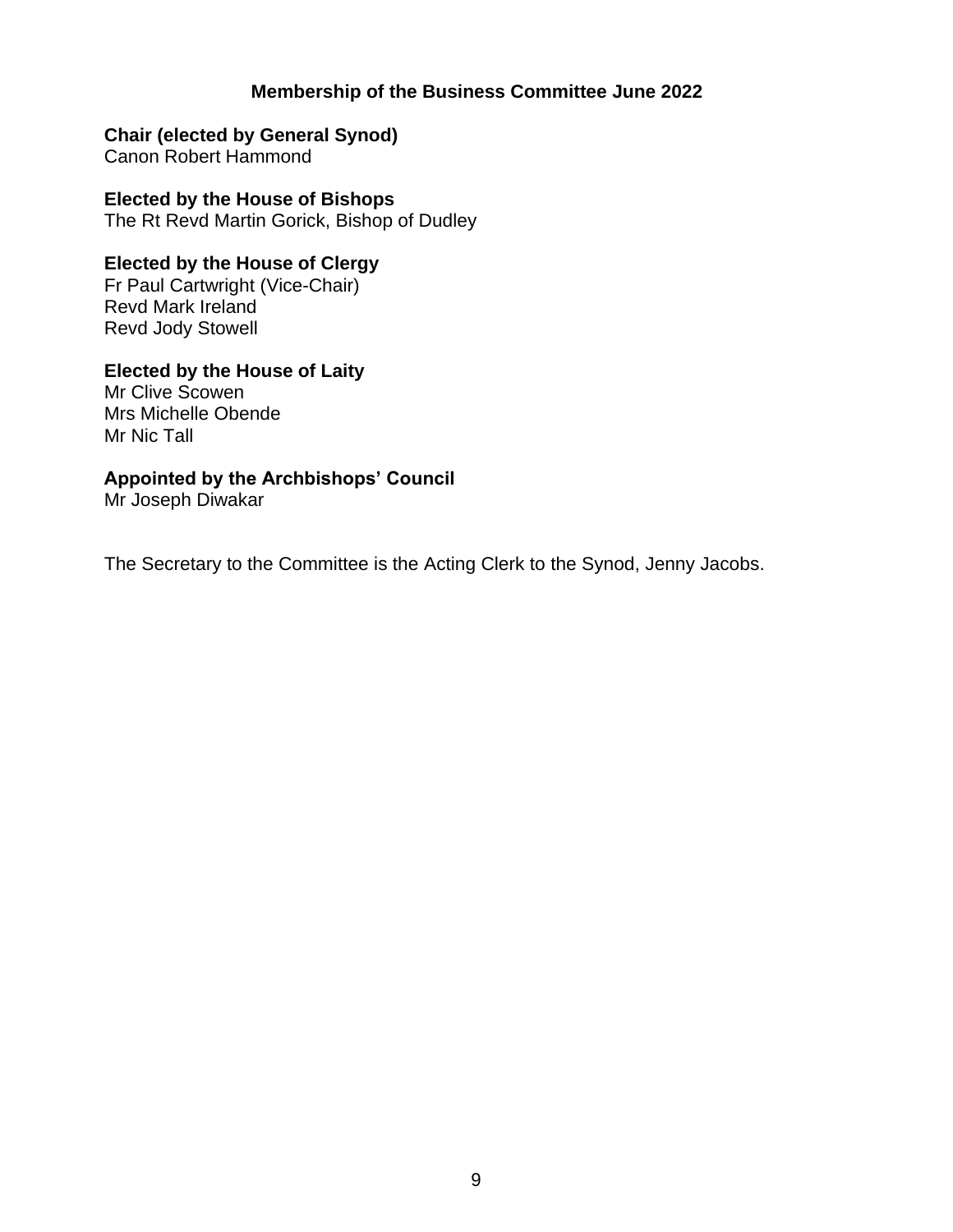## Membership of the Business Committee June 2022

**Chair (elected by General Synod)**
Canon Robert Hammond

**Elected by the House of Bishops**
The Rt Revd Martin Gorick, Bishop of Dudley

**Elected by the House of Clergy**
Fr Paul Cartwright (Vice-Chair)
Revd Mark Ireland
Revd Jody Stowell

**Elected by the House of Laity**
Mr Clive Scowen
Mrs Michelle Obende
Mr Nic Tall

**Appointed by the Archbishops' Council**
Mr Joseph Diwakar

The Secretary to the Committee is the Acting Clerk to the Synod, Jenny Jacobs.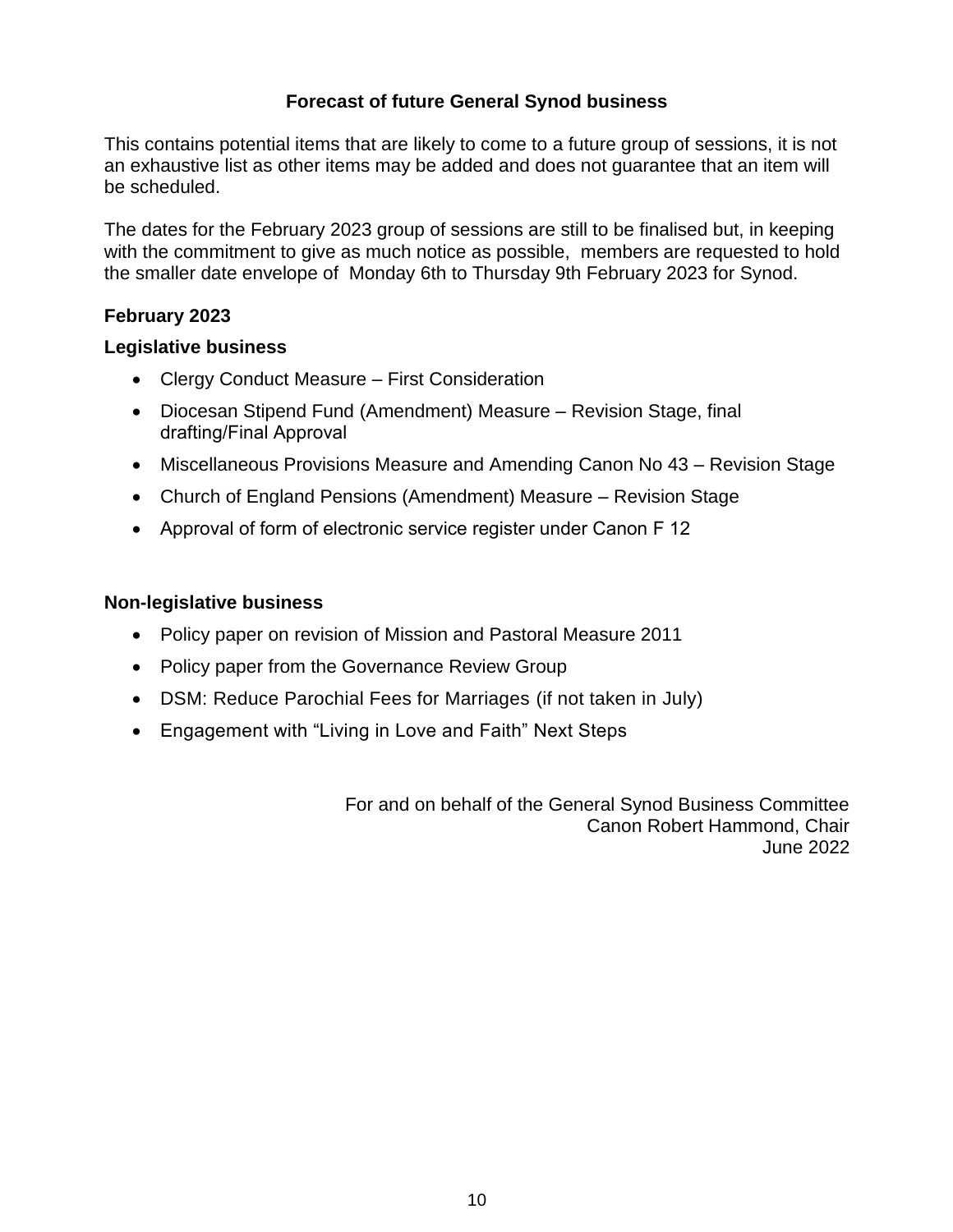## Forecast of future General Synod business

This contains potential items that are likely to come to a future group of sessions, it is not an exhaustive list as other items may be added and does not guarantee that an item will be scheduled.

The dates for the February 2023 group of sessions are still to be finalised but, in keeping with the commitment to give as much notice as possible, members are requested to hold the smaller date envelope of Monday 6th to Thursday 9th February 2023 for Synod.

### February 2023

#### Legislative business

- Clergy Conduct Measure – First Consideration
- Diocesan Stipend Fund (Amendment) Measure – Revision Stage, final drafting/Final Approval
- Miscellaneous Provisions Measure and Amending Canon No 43 – Revision Stage
- Church of England Pensions (Amendment) Measure – Revision Stage
- Approval of form of electronic service register under Canon F 12

#### Non-legislative business

- Policy paper on revision of Mission and Pastoral Measure 2011
- Policy paper from the Governance Review Group
- DSM: Reduce Parochial Fees for Marriages (if not taken in July)
- Engagement with "Living in Love and Faith" Next Steps

For and on behalf of the General Synod Business Committee
Canon Robert Hammond, Chair
June 2022